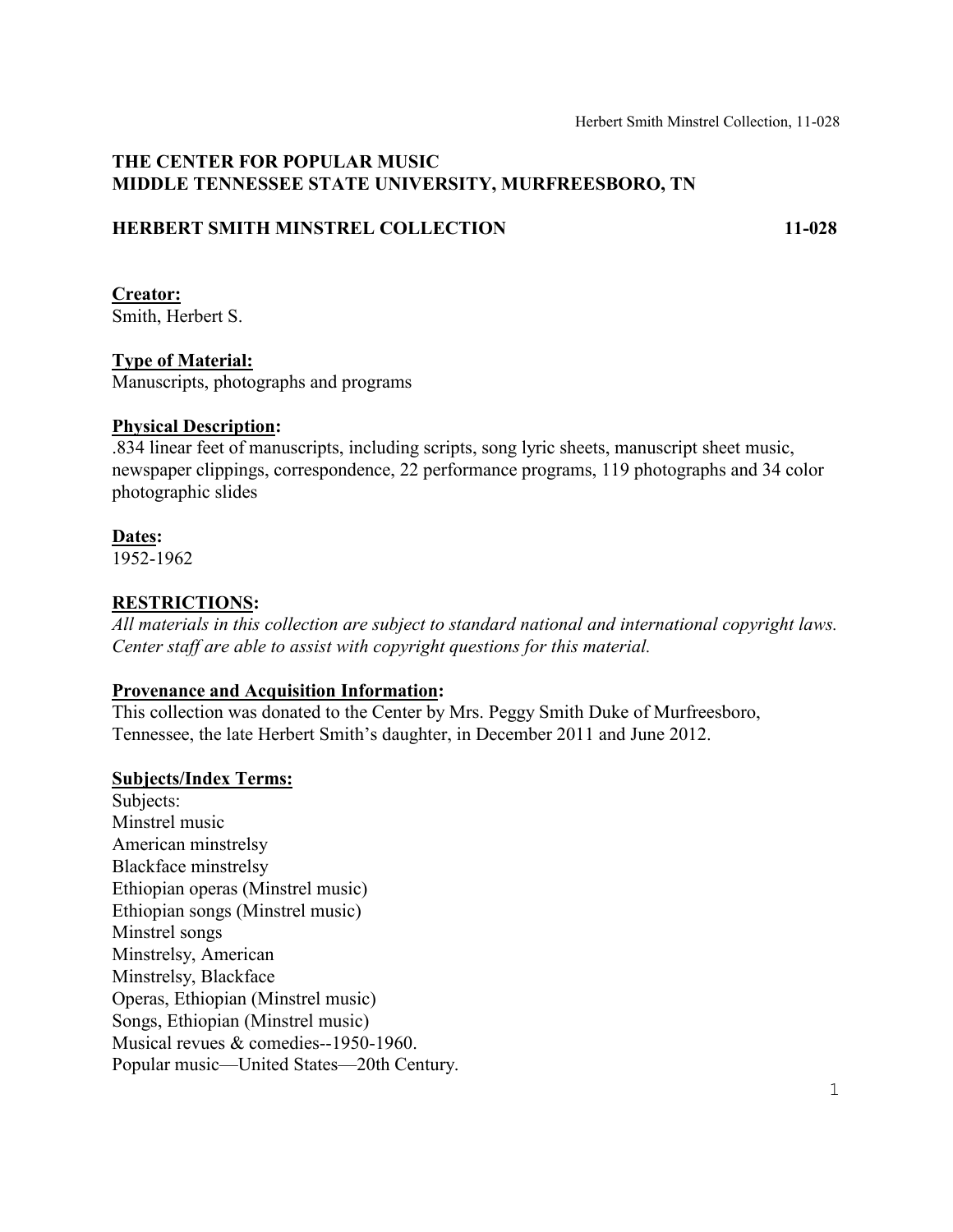## THE CENTER FOR POPULAR MUSIC
## MIDDLE TENNESSEE STATE UNIVERSITY, MURFREESBORO, TN

## HERBERT SMITH MINSTREL COLLECTION 11-028

**Creator:**
Smith, Herbert S.

**Type of Material:**
Manuscripts, photographs and programs

**Physical Description:**
.834 linear feet of manuscripts, including scripts, song lyric sheets, manuscript sheet music, newspaper clippings, correspondence, 22 performance programs, 119 photographs and 34 color photographic slides

**Dates:**
1952-1962

**RESTRICTIONS:**
*All materials in this collection are subject to standard national and international copyright laws. Center staff are able to assist with copyright questions for this material.*

**Provenance and Acquisition Information:**
This collection was donated to the Center by Mrs. Peggy Smith Duke of Murfreesboro, Tennessee, the late Herbert Smith's daughter, in December 2011 and June 2012.

**Subjects/Index Terms:**
Subjects:
Minstrel music
American minstrelsy
Blackface minstrelsy
Ethiopian operas (Minstrel music)
Ethiopian songs (Minstrel music)
Minstrel songs
Minstrelsy, American
Minstrelsy, Blackface
Operas, Ethiopian (Minstrel music)
Songs, Ethiopian (Minstrel music)
Musical revues & comedies--1950-1960.
Popular music—United States—20th Century.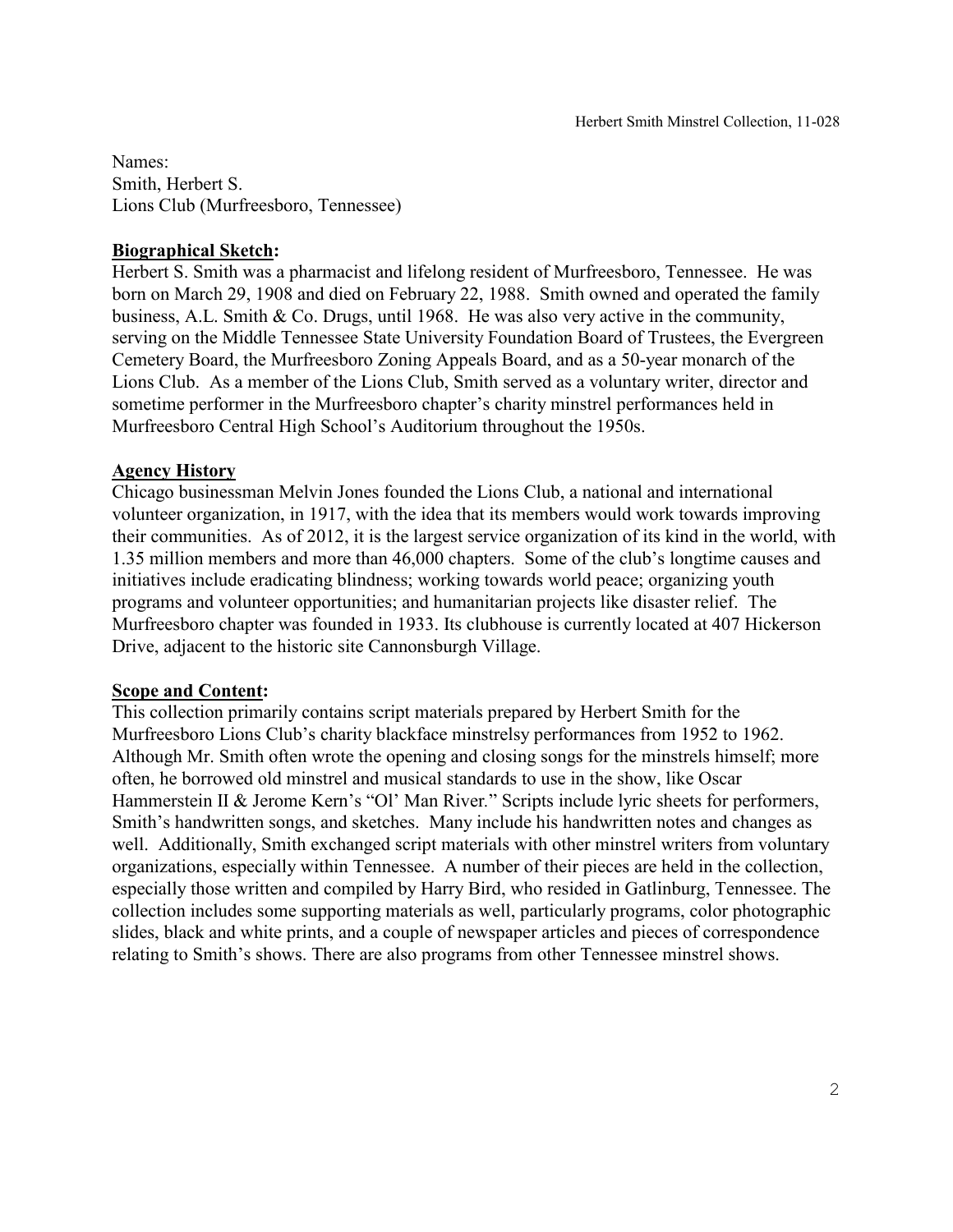Names:
Smith, Herbert S.
Lions Club (Murfreesboro, Tennessee)

**Biographical Sketch:**

Herbert S. Smith was a pharmacist and lifelong resident of Murfreesboro, Tennessee. He was born on March 29, 1908 and died on February 22, 1988. Smith owned and operated the family business, A.L. Smith & Co. Drugs, until 1968. He was also very active in the community, serving on the Middle Tennessee State University Foundation Board of Trustees, the Evergreen Cemetery Board, the Murfreesboro Zoning Appeals Board, and as a 50-year monarch of the Lions Club. As a member of the Lions Club, Smith served as a voluntary writer, director and sometime performer in the Murfreesboro chapter's charity minstrel performances held in Murfreesboro Central High School's Auditorium throughout the 1950s.

**Agency History**

Chicago businessman Melvin Jones founded the Lions Club, a national and international volunteer organization, in 1917, with the idea that its members would work towards improving their communities. As of 2012, it is the largest service organization of its kind in the world, with 1.35 million members and more than 46,000 chapters. Some of the club's longtime causes and initiatives include eradicating blindness; working towards world peace; organizing youth programs and volunteer opportunities; and humanitarian projects like disaster relief. The Murfreesboro chapter was founded in 1933. Its clubhouse is currently located at 407 Hickerson Drive, adjacent to the historic site Cannonsburgh Village.

**Scope and Content:**

This collection primarily contains script materials prepared by Herbert Smith for the Murfreesboro Lions Club's charity blackface minstrelsy performances from 1952 to 1962. Although Mr. Smith often wrote the opening and closing songs for the minstrels himself; more often, he borrowed old minstrel and musical standards to use in the show, like Oscar Hammerstein II & Jerome Kern's "Ol' Man River." Scripts include lyric sheets for performers, Smith's handwritten songs, and sketches. Many include his handwritten notes and changes as well. Additionally, Smith exchanged script materials with other minstrel writers from voluntary organizations, especially within Tennessee. A number of their pieces are held in the collection, especially those written and compiled by Harry Bird, who resided in Gatlinburg, Tennessee. The collection includes some supporting materials as well, particularly programs, color photographic slides, black and white prints, and a couple of newspaper articles and pieces of correspondence relating to Smith's shows. There are also programs from other Tennessee minstrel shows.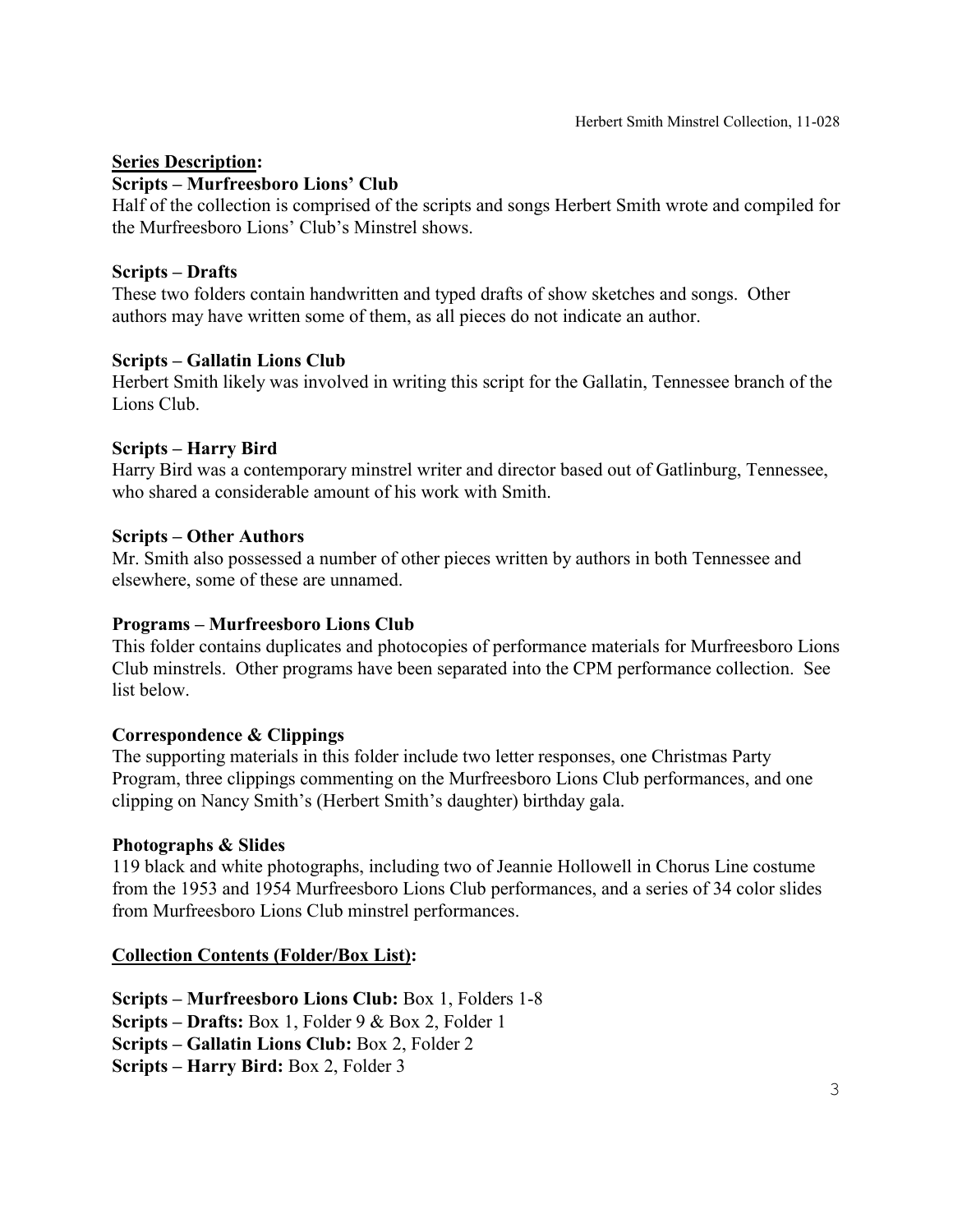**Series Description:**

**Scripts – Murfreesboro Lions' Club**

Half of the collection is comprised of the scripts and songs Herbert Smith wrote and compiled for the Murfreesboro Lions' Club's Minstrel shows.

**Scripts – Drafts**

These two folders contain handwritten and typed drafts of show sketches and songs. Other authors may have written some of them, as all pieces do not indicate an author.

**Scripts – Gallatin Lions Club**

Herbert Smith likely was involved in writing this script for the Gallatin, Tennessee branch of the Lions Club.

**Scripts – Harry Bird**

Harry Bird was a contemporary minstrel writer and director based out of Gatlinburg, Tennessee, who shared a considerable amount of his work with Smith.

**Scripts – Other Authors**

Mr. Smith also possessed a number of other pieces written by authors in both Tennessee and elsewhere, some of these are unnamed.

**Programs – Murfreesboro Lions Club**

This folder contains duplicates and photocopies of performance materials for Murfreesboro Lions Club minstrels. Other programs have been separated into the CPM performance collection. See list below.

**Correspondence & Clippings**

The supporting materials in this folder include two letter responses, one Christmas Party Program, three clippings commenting on the Murfreesboro Lions Club performances, and one clipping on Nancy Smith's (Herbert Smith's daughter) birthday gala.

**Photographs & Slides**

119 black and white photographs, including two of Jeannie Hollowell in Chorus Line costume from the 1953 and 1954 Murfreesboro Lions Club performances, and a series of 34 color slides from Murfreesboro Lions Club minstrel performances.

**Collection Contents (Folder/Box List):**

**Scripts – Murfreesboro Lions Club:** Box 1, Folders 1-8
**Scripts – Drafts:** Box 1, Folder 9 & Box 2, Folder 1
**Scripts – Gallatin Lions Club:** Box 2, Folder 2
**Scripts – Harry Bird:** Box 2, Folder 3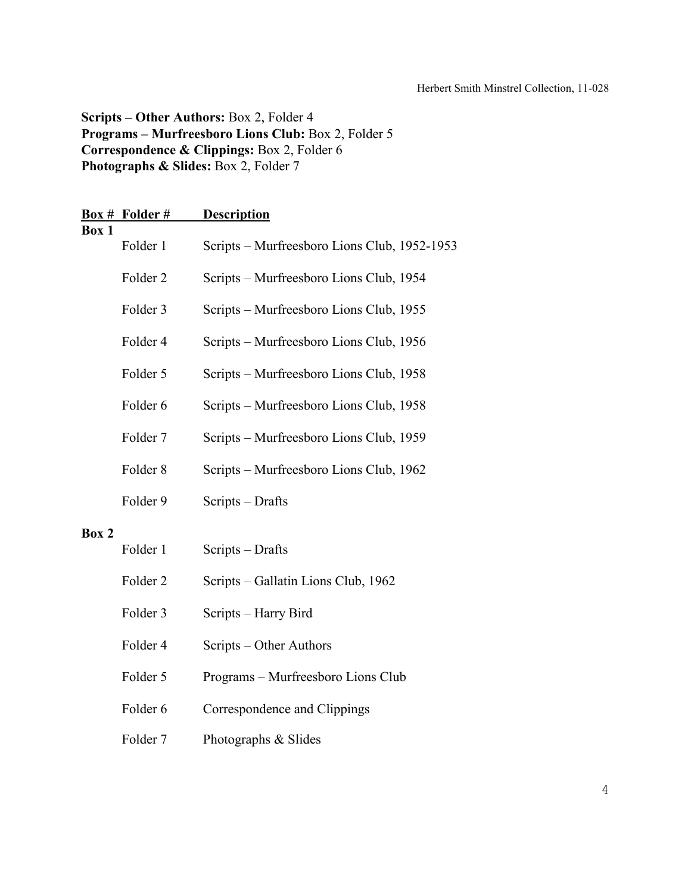**Scripts – Other Authors:** Box 2, Folder 4
**Programs – Murfreesboro Lions Club:** Box 2, Folder 5
**Correspondence & Clippings:** Box 2, Folder 6
**Photographs & Slides:** Box 2, Folder 7

| Box # | Folder # | Description |
|---|---|---|
| **Box 1** | | |
| | Folder 1 | Scripts – Murfreesboro Lions Club, 1952-1953 |
| | Folder 2 | Scripts – Murfreesboro Lions Club, 1954 |
| | Folder 3 | Scripts – Murfreesboro Lions Club, 1955 |
| | Folder 4 | Scripts – Murfreesboro Lions Club, 1956 |
| | Folder 5 | Scripts – Murfreesboro Lions Club, 1958 |
| | Folder 6 | Scripts – Murfreesboro Lions Club, 1958 |
| | Folder 7 | Scripts – Murfreesboro Lions Club, 1959 |
| | Folder 8 | Scripts – Murfreesboro Lions Club, 1962 |
| | Folder 9 | Scripts – Drafts |
| **Box 2** | | |
| | Folder 1 | Scripts – Drafts |
| | Folder 2 | Scripts – Gallatin Lions Club, 1962 |
| | Folder 3 | Scripts – Harry Bird |
| | Folder 4 | Scripts – Other Authors |
| | Folder 5 | Programs – Murfreesboro Lions Club |
| | Folder 6 | Correspondence and Clippings |
| | Folder 7 | Photographs & Slides |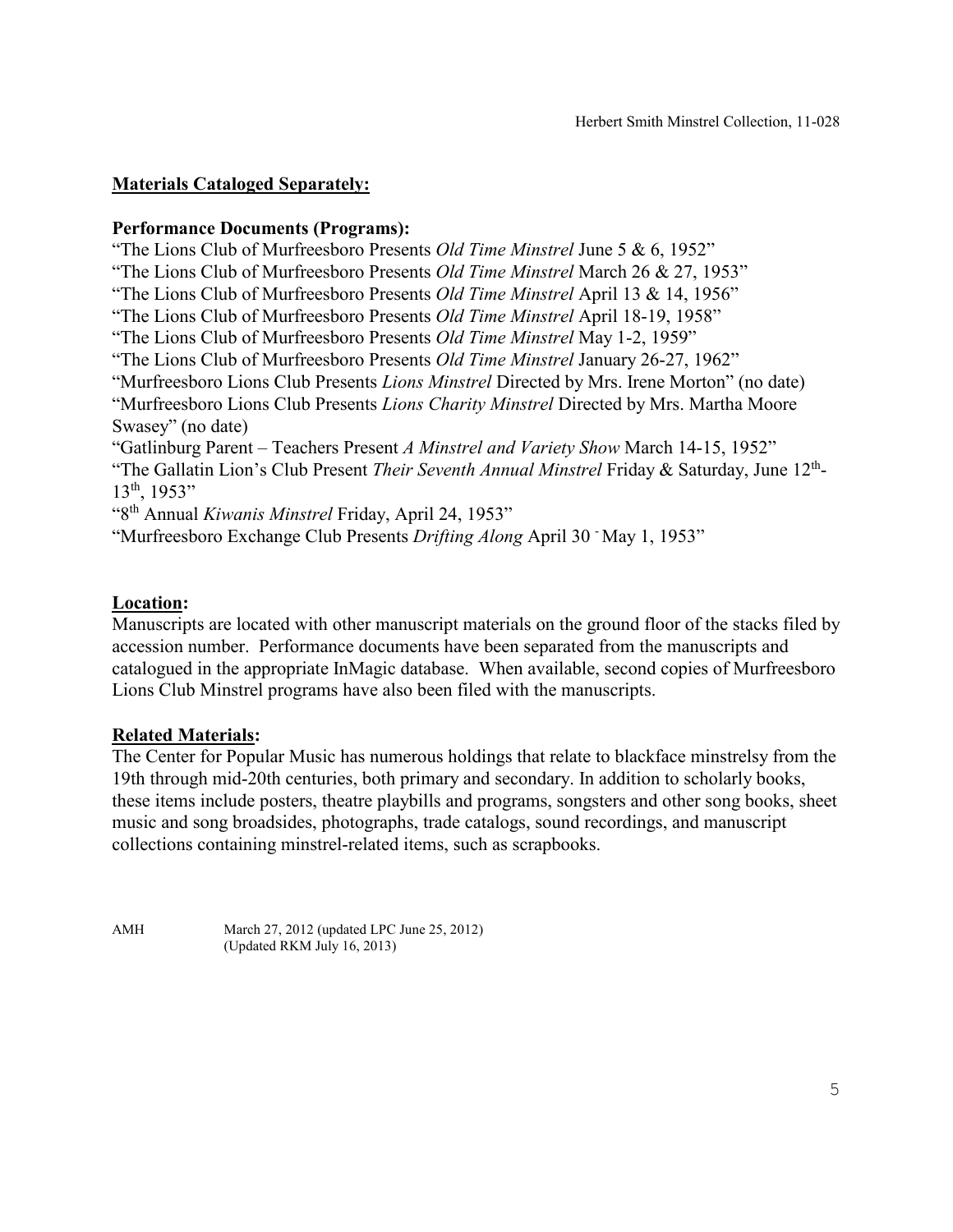## Materials Cataloged Separately:

### Performance Documents (Programs):

"The Lions Club of Murfreesboro Presents *Old Time Minstrel* June 5 & 6, 1952"
"The Lions Club of Murfreesboro Presents *Old Time Minstrel* March 26 & 27, 1953"
"The Lions Club of Murfreesboro Presents *Old Time Minstrel* April 13 & 14, 1956"
"The Lions Club of Murfreesboro Presents *Old Time Minstrel* April 18-19, 1958"
"The Lions Club of Murfreesboro Presents *Old Time Minstrel* May 1-2, 1959"
"The Lions Club of Murfreesboro Presents *Old Time Minstrel* January 26-27, 1962"
"Murfreesboro Lions Club Presents *Lions Minstrel* Directed by Mrs. Irene Morton" (no date)
"Murfreesboro Lions Club Presents *Lions Charity Minstrel* Directed by Mrs. Martha Moore Swasey" (no date)
"Gatlinburg Parent – Teachers Present *A Minstrel and Variety Show* March 14-15, 1952"
"The Gallatin Lion's Club Present *Their Seventh Annual Minstrel* Friday & Saturday, June 12th-13th, 1953"
"8th Annual *Kiwanis Minstrel* Friday, April 24, 1953"
"Murfreesboro Exchange Club Presents *Drifting Along* April 30 - May 1, 1953"

## Location:

Manuscripts are located with other manuscript materials on the ground floor of the stacks filed by accession number. Performance documents have been separated from the manuscripts and catalogued in the appropriate InMagic database. When available, second copies of Murfreesboro Lions Club Minstrel programs have also been filed with the manuscripts.

## Related Materials:

The Center for Popular Music has numerous holdings that relate to blackface minstrelsy from the 19th through mid-20th centuries, both primary and secondary. In addition to scholarly books, these items include posters, theatre playbills and programs, songsters and other song books, sheet music and song broadsides, photographs, trade catalogs, sound recordings, and manuscript collections containing minstrel-related items, such as scrapbooks.

AMH March 27, 2012 (updated LPC June 25, 2012)
(Updated RKM July 16, 2013)